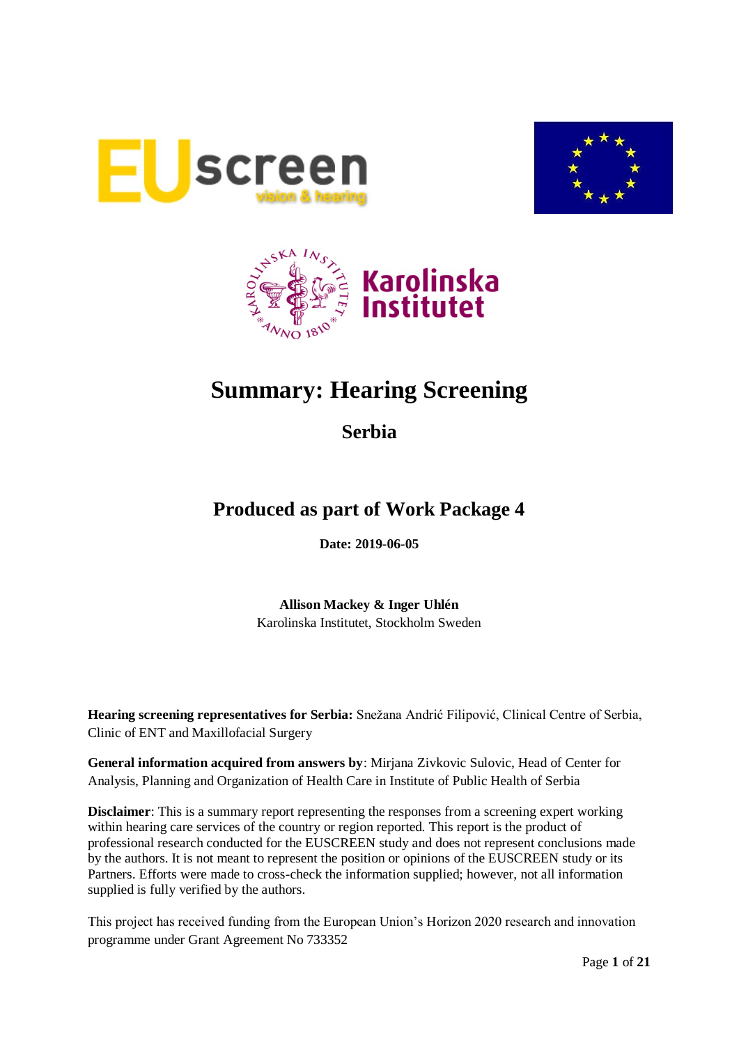# Summary: Hearing Screening

## Serbia

## Produced as part of Work Package 4

**Date: 2019-06-05**

**Allison Mackey & Inger Uhlén**
Karolinska Institutet, Stockholm Sweden

**Hearing screening representatives for Serbia:** Snežana Andrić Filipović, Clinical Centre of Serbia, Clinic of ENT and Maxillofacial Surgery

**General information acquired from answers by**: Mirjana Zivkovic Sulovic, Head of Center for Analysis, Planning and Organization of Health Care in Institute of Public Health of Serbia

**Disclaimer**: This is a summary report representing the responses from a screening expert working within hearing care services of the country or region reported. This report is the product of professional research conducted for the EUSCREEN study and does not represent conclusions made by the authors. It is not meant to represent the position or opinions of the EUSCREEN study or its Partners. Efforts were made to cross-check the information supplied; however, not all information supplied is fully verified by the authors.

This project has received funding from the European Union's Horizon 2020 research and innovation programme under Grant Agreement No 733352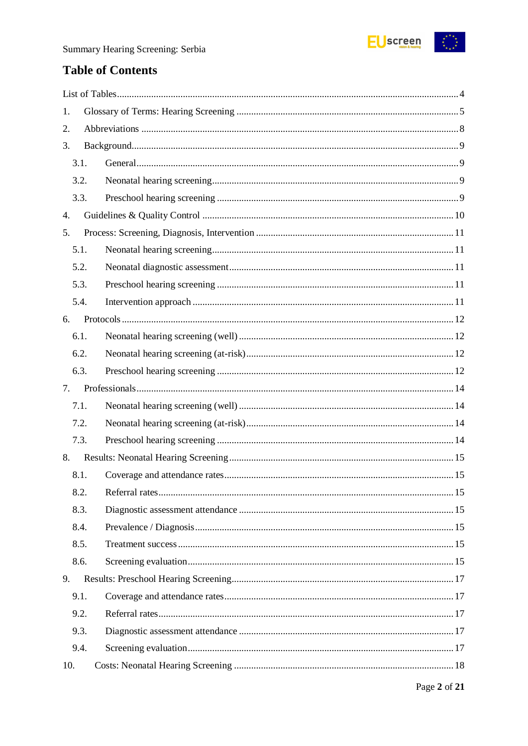## Table of Contents

List of Tables ........................................................................................................................ 4

1. Glossary of Terms: Hearing Screening ........................................................................ 5
2. Abbreviations ............................................................................................................... 8
3. Background .................................................................................................................. 9
   - 3.1. General ................................................................................................................. 9
   - 3.2. Neonatal hearing screening .................................................................................. 9
   - 3.3. Preschool hearing screening ................................................................................ 9
4. Guidelines & Quality Control ..................................................................................... 10
5. Process: Screening, Diagnosis, Intervention ............................................................... 11
   - 5.1. Neonatal hearing screening ................................................................................ 11
   - 5.2. Neonatal diagnostic assessment ......................................................................... 11
   - 5.3. Preschool hearing screening .............................................................................. 11
   - 5.4. Intervention approach ........................................................................................ 11
6. Protocols .................................................................................................................... 12
   - 6.1. Neonatal hearing screening (well) ...................................................................... 12
   - 6.2. Neonatal hearing screening (at-risk) ................................................................... 12
   - 6.3. Preschool hearing screening .............................................................................. 12
7. Professionals ............................................................................................................... 14
   - 7.1. Neonatal hearing screening (well) ...................................................................... 14
   - 7.2. Neonatal hearing screening (at-risk) ................................................................... 14
   - 7.3. Preschool hearing screening .............................................................................. 14
8. Results: Neonatal Hearing Screening ......................................................................... 15
   - 8.1. Coverage and attendance rates ........................................................................... 15
   - 8.2. Referral rates ....................................................................................................... 15
   - 8.3. Diagnostic assessment attendance ...................................................................... 15
   - 8.4. Prevalence / Diagnosis ....................................................................................... 15
   - 8.5. Treatment success ............................................................................................... 15
   - 8.6. Screening evaluation ........................................................................................... 15
9. Results: Preschool Hearing Screening ......................................................................... 17
   - 9.1. Coverage and attendance rates ........................................................................... 17
   - 9.2. Referral rates ....................................................................................................... 17
   - 9.3. Diagnostic assessment attendance ...................................................................... 17
   - 9.4. Screening evaluation ........................................................................................... 17
10. Costs: Neonatal Hearing Screening ......................................................................... 18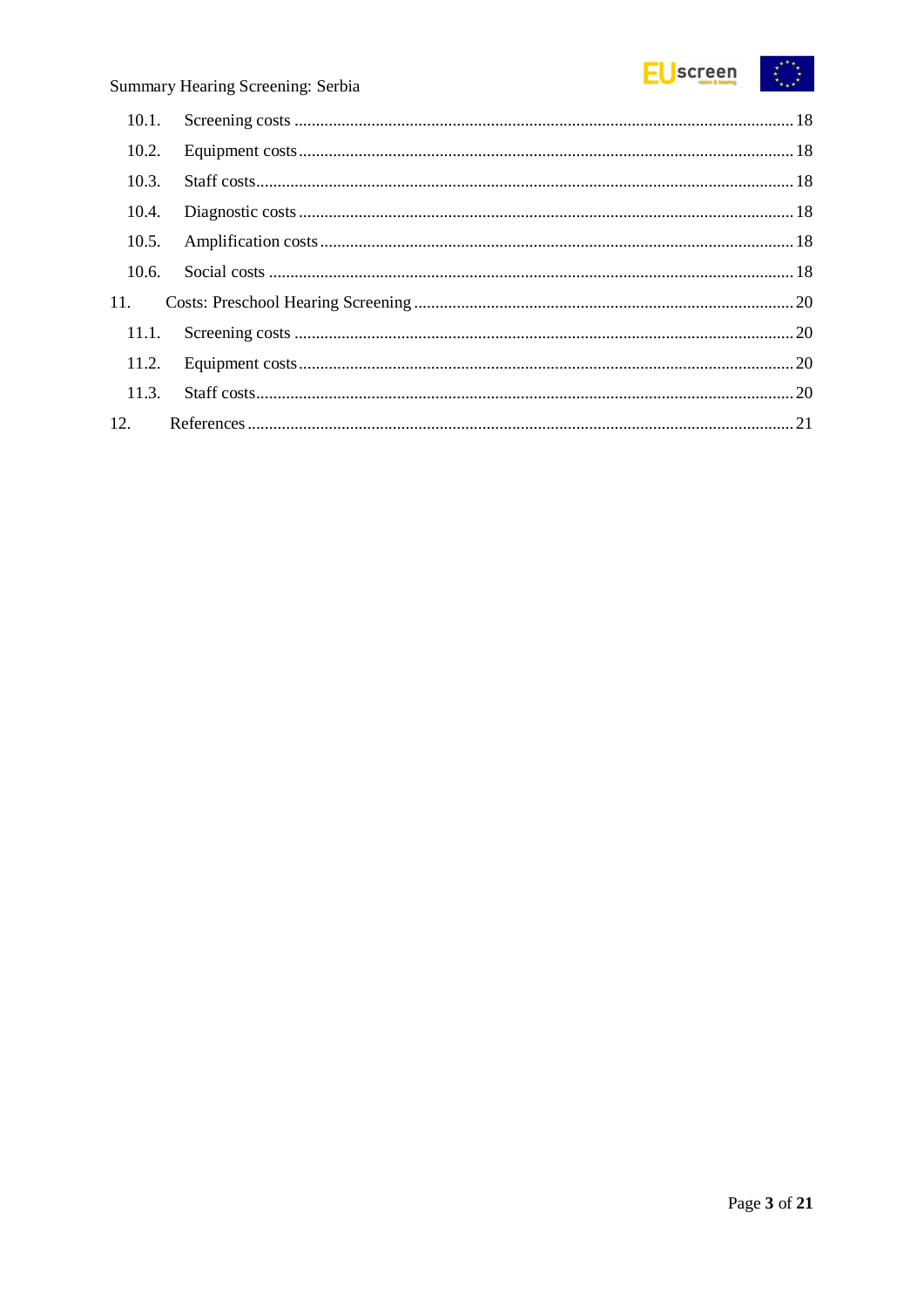10.1. Screening costs ........................................................................................................ 18

10.2. Equipment costs ...................................................................................................... 18

10.3. Staff costs ................................................................................................................ 18

10.4. Diagnostic costs ...................................................................................................... 18

10.5. Amplification costs ................................................................................................. 18

10.6. Social costs ............................................................................................................. 18

11. Costs: Preschool Hearing Screening ........................................................................... 20

11.1. Screening costs ........................................................................................................ 20

11.2. Equipment costs ...................................................................................................... 20

11.3. Staff costs ................................................................................................................ 20

12. References ................................................................................................................... 21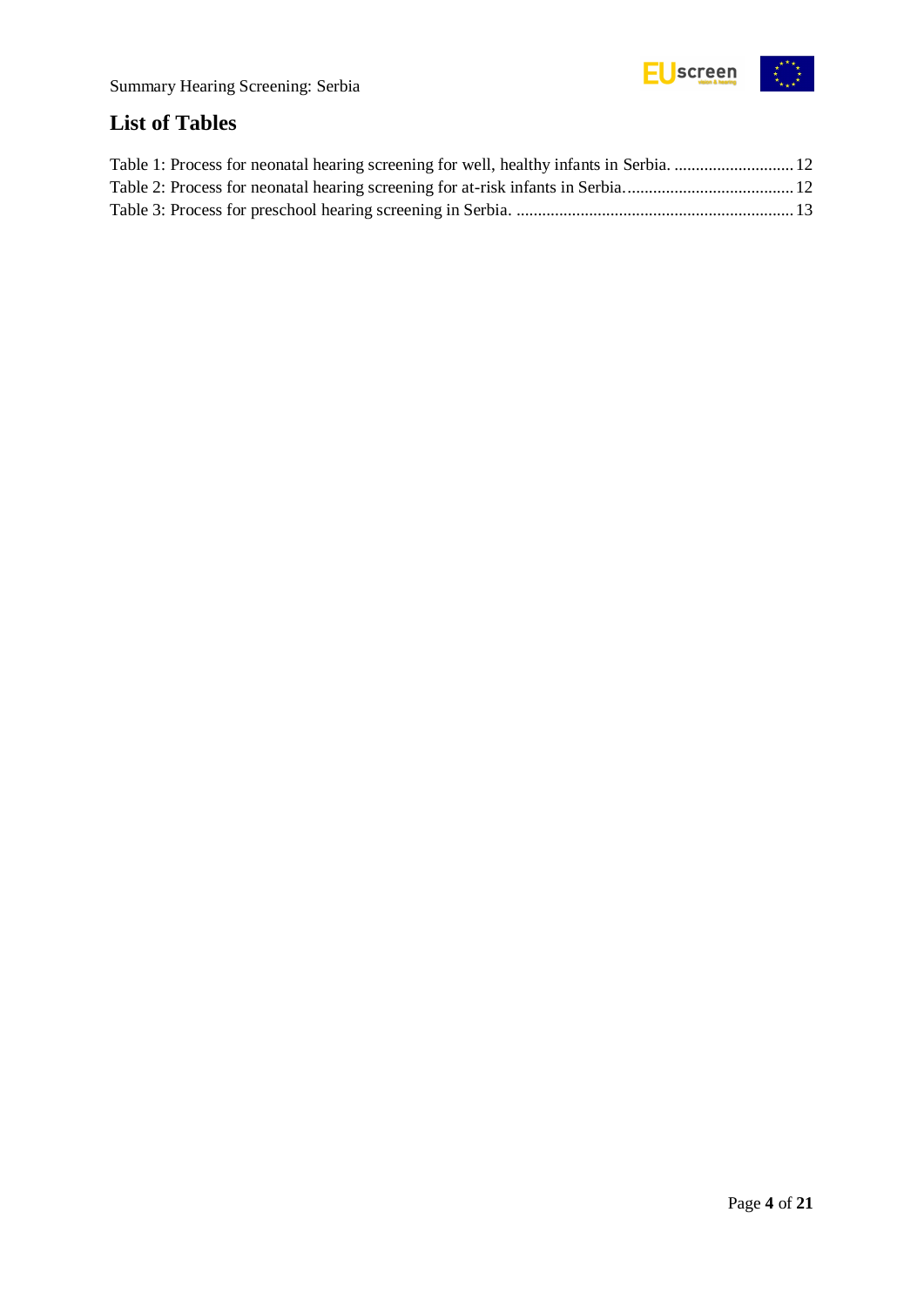## List of Tables

Table 1: Process for neonatal hearing screening for well, healthy infants in Serbia. ............................ 12
Table 2: Process for neonatal hearing screening for at-risk infants in Serbia. ....................................... 12
Table 3: Process for preschool hearing screening in Serbia. ................................................................. 13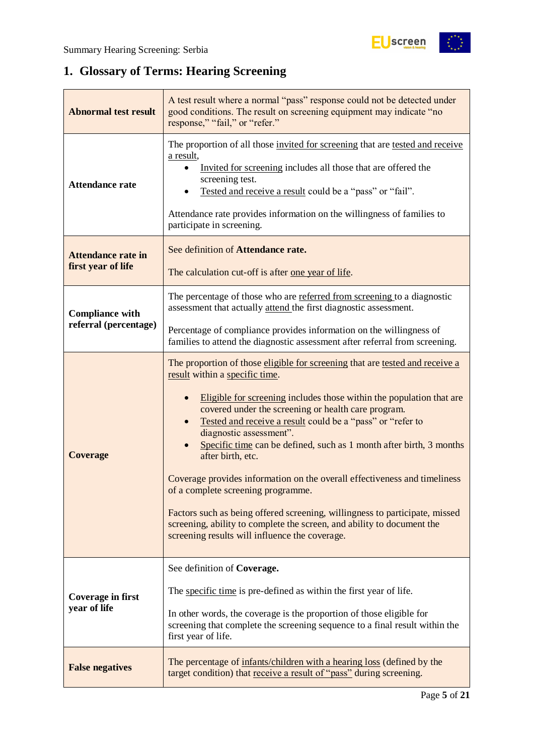## 1. Glossary of Terms: Hearing Screening

| | |
|---|---|
| **Abnormal test result** | A test result where a normal "pass" response could not be detected under good conditions. The result on screening equipment may indicate "no response," "fail," or "refer." |
| **Attendance rate** | The proportion of all those invited for screening that are tested and receive a result,<br>• Invited for screening includes all those that are offered the screening test.<br>• Tested and receive a result could be a "pass" or "fail".<br><br>Attendance rate provides information on the willingness of families to participate in screening. |
| **Attendance rate in first year of life** | See definition of **Attendance rate.**<br><br>The calculation cut-off is after one year of life. |
| **Compliance with referral (percentage)** | The percentage of those who are referred from screening to a diagnostic assessment that actually attend the first diagnostic assessment.<br><br>Percentage of compliance provides information on the willingness of families to attend the diagnostic assessment after referral from screening. |
| **Coverage** | The proportion of those eligible for screening that are tested and receive a result within a specific time.<br><br>• Eligible for screening includes those within the population that are covered under the screening or health care program.<br>• Tested and receive a result could be a "pass" or "refer to diagnostic assessment".<br>• Specific time can be defined, such as 1 month after birth, 3 months after birth, etc.<br><br>Coverage provides information on the overall effectiveness and timeliness of a complete screening programme.<br><br>Factors such as being offered screening, willingness to participate, missed screening, ability to complete the screen, and ability to document the screening results will influence the coverage. |
| **Coverage in first year of life** | See definition of **Coverage.**<br><br>The specific time is pre-defined as within the first year of life.<br><br>In other words, the coverage is the proportion of those eligible for screening that complete the screening sequence to a final result within the first year of life. |
| **False negatives** | The percentage of infants/children with a hearing loss (defined by the target condition) that receive a result of "pass" during screening. |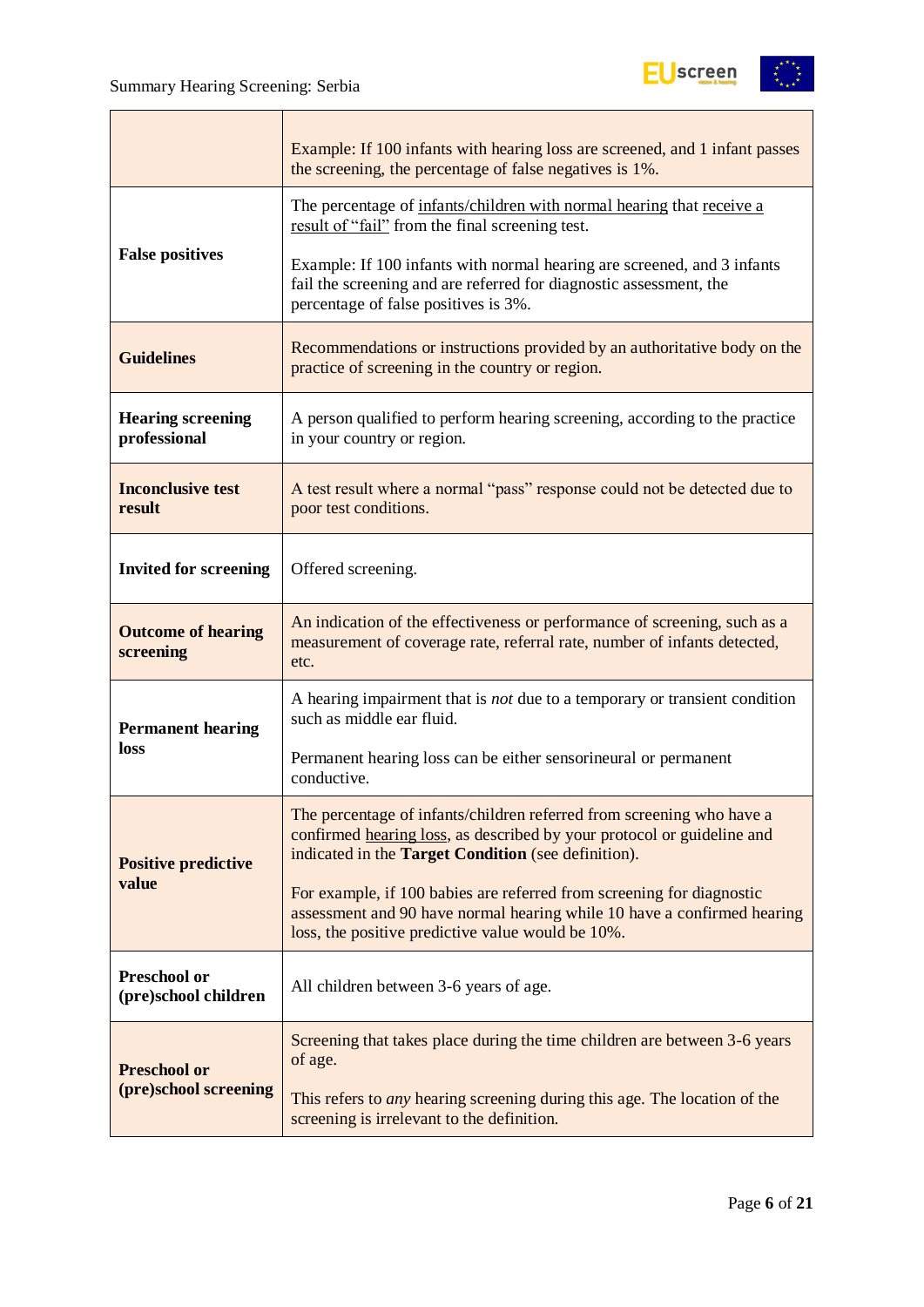| | |
|---|---|
| | Example: If 100 infants with hearing loss are screened, and 1 infant passes the screening, the percentage of false negatives is 1%. |
| **False positives** | The percentage of infants/children with normal hearing that receive a result of "fail" from the final screening test.<br><br>Example: If 100 infants with normal hearing are screened, and 3 infants fail the screening and are referred for diagnostic assessment, the percentage of false positives is 3%. |
| **Guidelines** | Recommendations or instructions provided by an authoritative body on the practice of screening in the country or region. |
| **Hearing screening professional** | A person qualified to perform hearing screening, according to the practice in your country or region. |
| **Inconclusive test result** | A test result where a normal "pass" response could not be detected due to poor test conditions. |
| **Invited for screening** | Offered screening. |
| **Outcome of hearing screening** | An indication of the effectiveness or performance of screening, such as a measurement of coverage rate, referral rate, number of infants detected, etc. |
| **Permanent hearing loss** | A hearing impairment that is *not* due to a temporary or transient condition such as middle ear fluid.<br><br>Permanent hearing loss can be either sensorineural or permanent conductive. |
| **Positive predictive value** | The percentage of infants/children referred from screening who have a confirmed hearing loss, as described by your protocol or guideline and indicated in the **Target Condition** (see definition).<br><br>For example, if 100 babies are referred from screening for diagnostic assessment and 90 have normal hearing while 10 have a confirmed hearing loss, the positive predictive value would be 10%. |
| **Preschool or (pre)school children** | All children between 3-6 years of age. |
| **Preschool or (pre)school screening** | Screening that takes place during the time children are between 3-6 years of age.<br><br>This refers to *any* hearing screening during this age. The location of the screening is irrelevant to the definition. |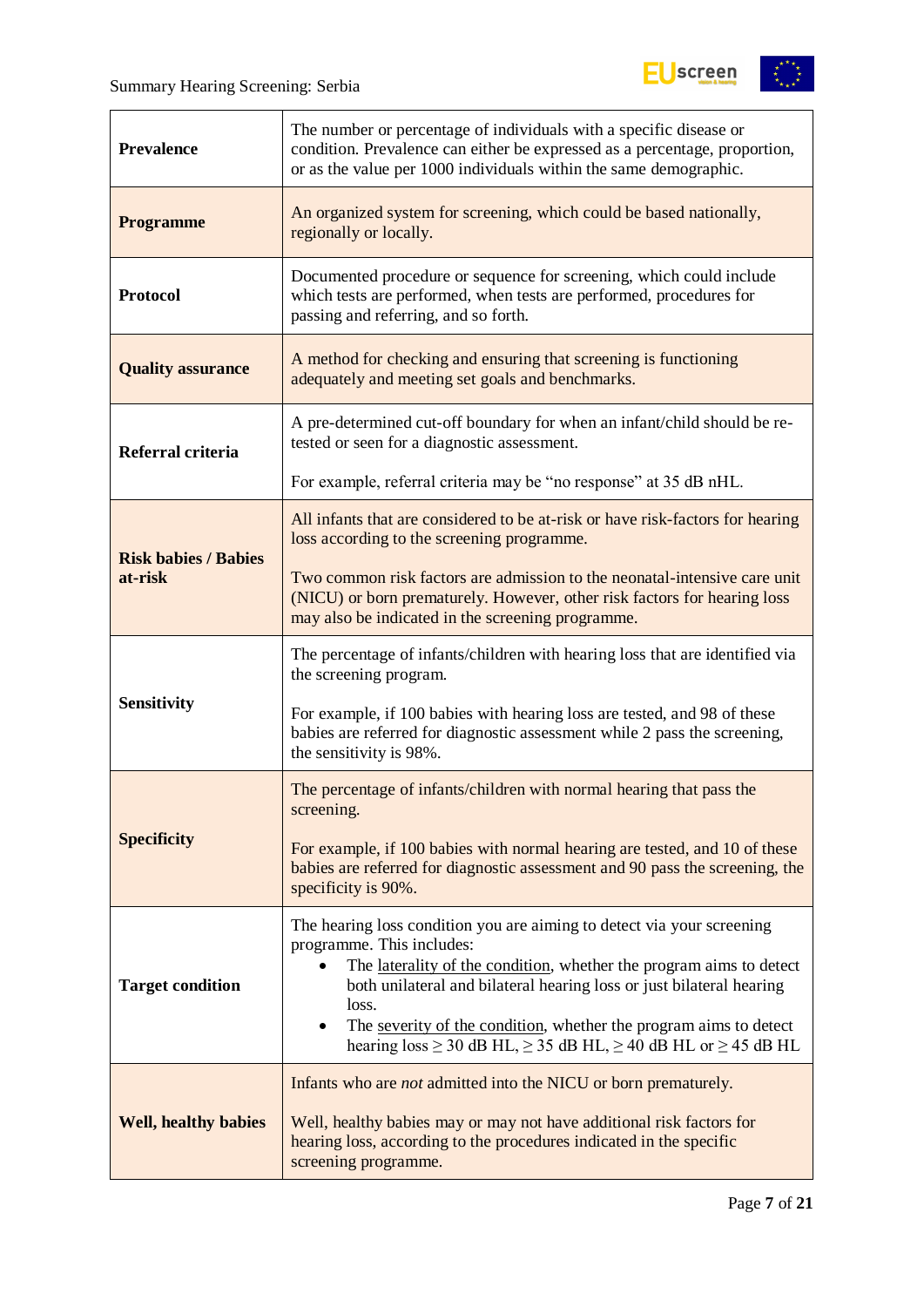| | |
|---|---|
| **Prevalence** | The number or percentage of individuals with a specific disease or condition. Prevalence can either be expressed as a percentage, proportion, or as the value per 1000 individuals within the same demographic. |
| **Programme** | An organized system for screening, which could be based nationally, regionally or locally. |
| **Protocol** | Documented procedure or sequence for screening, which could include which tests are performed, when tests are performed, procedures for passing and referring, and so forth. |
| **Quality assurance** | A method for checking and ensuring that screening is functioning adequately and meeting set goals and benchmarks. |
| **Referral criteria** | A pre-determined cut-off boundary for when an infant/child should be re-tested or seen for a diagnostic assessment.<br><br>For example, referral criteria may be “no response” at 35 dB nHL. |
| **Risk babies / Babies at-risk** | All infants that are considered to be at-risk or have risk-factors for hearing loss according to the screening programme.<br><br>Two common risk factors are admission to the neonatal-intensive care unit (NICU) or born prematurely. However, other risk factors for hearing loss may also be indicated in the screening programme. |
| **Sensitivity** | The percentage of infants/children with hearing loss that are identified via the screening program.<br><br>For example, if 100 babies with hearing loss are tested, and 98 of these babies are referred for diagnostic assessment while 2 pass the screening, the sensitivity is 98%. |
| **Specificity** | The percentage of infants/children with normal hearing that pass the screening.<br><br>For example, if 100 babies with normal hearing are tested, and 10 of these babies are referred for diagnostic assessment and 90 pass the screening, the specificity is 90%. |
| **Target condition** | The hearing loss condition you are aiming to detect via your screening programme. This includes:<br>• The laterality of the condition, whether the program aims to detect both unilateral and bilateral hearing loss or just bilateral hearing loss.<br>• The severity of the condition, whether the program aims to detect hearing loss ≥ 30 dB HL, ≥ 35 dB HL, ≥ 40 dB HL or ≥ 45 dB HL |
| **Well, healthy babies** | Infants who are *not* admitted into the NICU or born prematurely.<br><br>Well, healthy babies may or may not have additional risk factors for hearing loss, according to the procedures indicated in the specific screening programme. |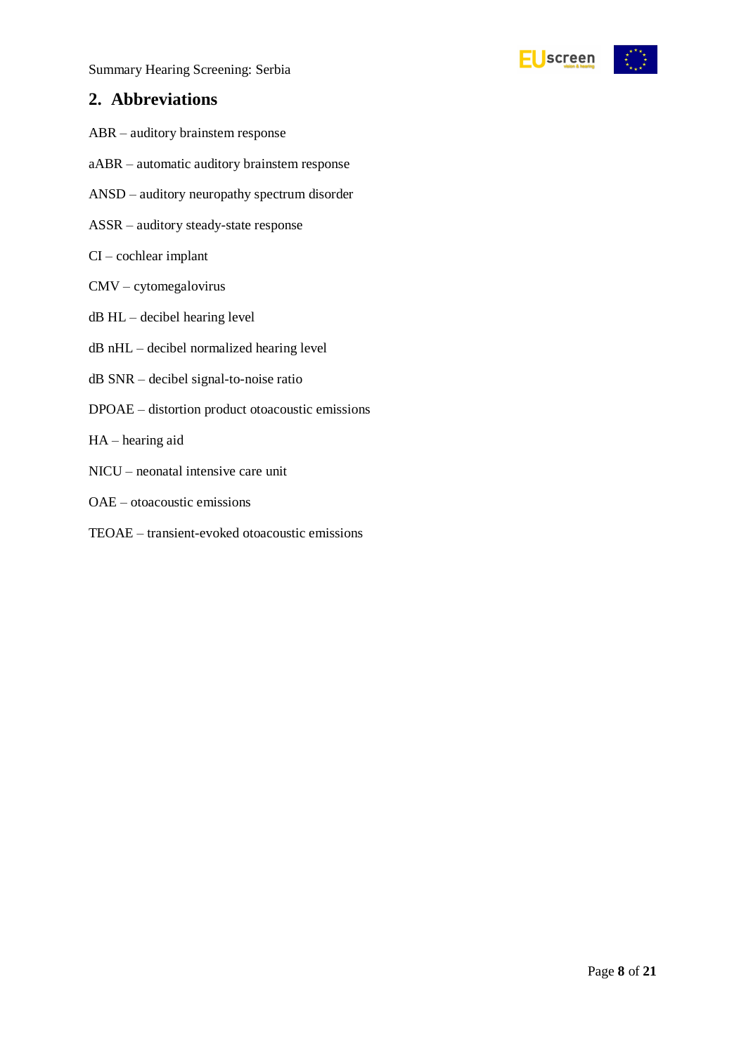## 2. Abbreviations

ABR – auditory brainstem response

aABR – automatic auditory brainstem response

ANSD – auditory neuropathy spectrum disorder

ASSR – auditory steady-state response

CI – cochlear implant

CMV – cytomegalovirus

dB HL – decibel hearing level

dB nHL – decibel normalized hearing level

dB SNR – decibel signal-to-noise ratio

DPOAE – distortion product otoacoustic emissions

HA – hearing aid

NICU – neonatal intensive care unit

OAE – otoacoustic emissions

TEOAE – transient-evoked otoacoustic emissions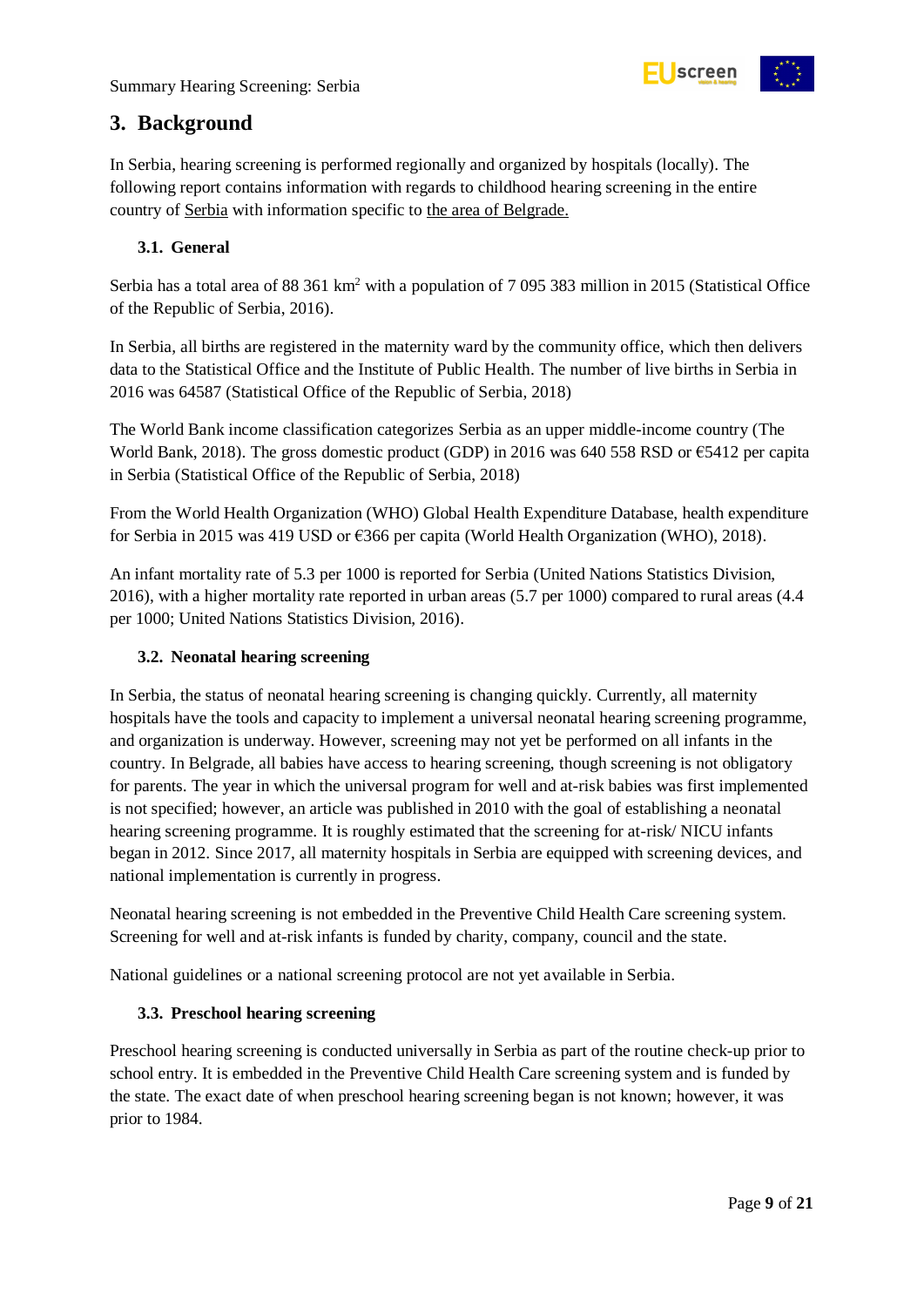# 3. Background

In Serbia, hearing screening is performed regionally and organized by hospitals (locally). The following report contains information with regards to childhood hearing screening in the entire country of Serbia with information specific to the area of Belgrade.

## 3.1. General

Serbia has a total area of 88 361 km$^2$ with a population of 7 095 383 million in 2015 (Statistical Office of the Republic of Serbia, 2016).

In Serbia, all births are registered in the maternity ward by the community office, which then delivers data to the Statistical Office and the Institute of Public Health. The number of live births in Serbia in 2016 was 64587 (Statistical Office of the Republic of Serbia, 2018)

The World Bank income classification categorizes Serbia as an upper middle-income country (The World Bank, 2018). The gross domestic product (GDP) in 2016 was 640 558 RSD or €5412 per capita in Serbia (Statistical Office of the Republic of Serbia, 2018)

From the World Health Organization (WHO) Global Health Expenditure Database, health expenditure for Serbia in 2015 was 419 USD or €366 per capita (World Health Organization (WHO), 2018).

An infant mortality rate of 5.3 per 1000 is reported for Serbia (United Nations Statistics Division, 2016), with a higher mortality rate reported in urban areas (5.7 per 1000) compared to rural areas (4.4 per 1000; United Nations Statistics Division, 2016).

## 3.2. Neonatal hearing screening

In Serbia, the status of neonatal hearing screening is changing quickly. Currently, all maternity hospitals have the tools and capacity to implement a universal neonatal hearing screening programme, and organization is underway. However, screening may not yet be performed on all infants in the country. In Belgrade, all babies have access to hearing screening, though screening is not obligatory for parents. The year in which the universal program for well and at-risk babies was first implemented is not specified; however, an article was published in 2010 with the goal of establishing a neonatal hearing screening programme. It is roughly estimated that the screening for at-risk/ NICU infants began in 2012. Since 2017, all maternity hospitals in Serbia are equipped with screening devices, and national implementation is currently in progress.

Neonatal hearing screening is not embedded in the Preventive Child Health Care screening system. Screening for well and at-risk infants is funded by charity, company, council and the state.

National guidelines or a national screening protocol are not yet available in Serbia.

## 3.3. Preschool hearing screening

Preschool hearing screening is conducted universally in Serbia as part of the routine check-up prior to school entry. It is embedded in the Preventive Child Health Care screening system and is funded by the state. The exact date of when preschool hearing screening began is not known; however, it was prior to 1984.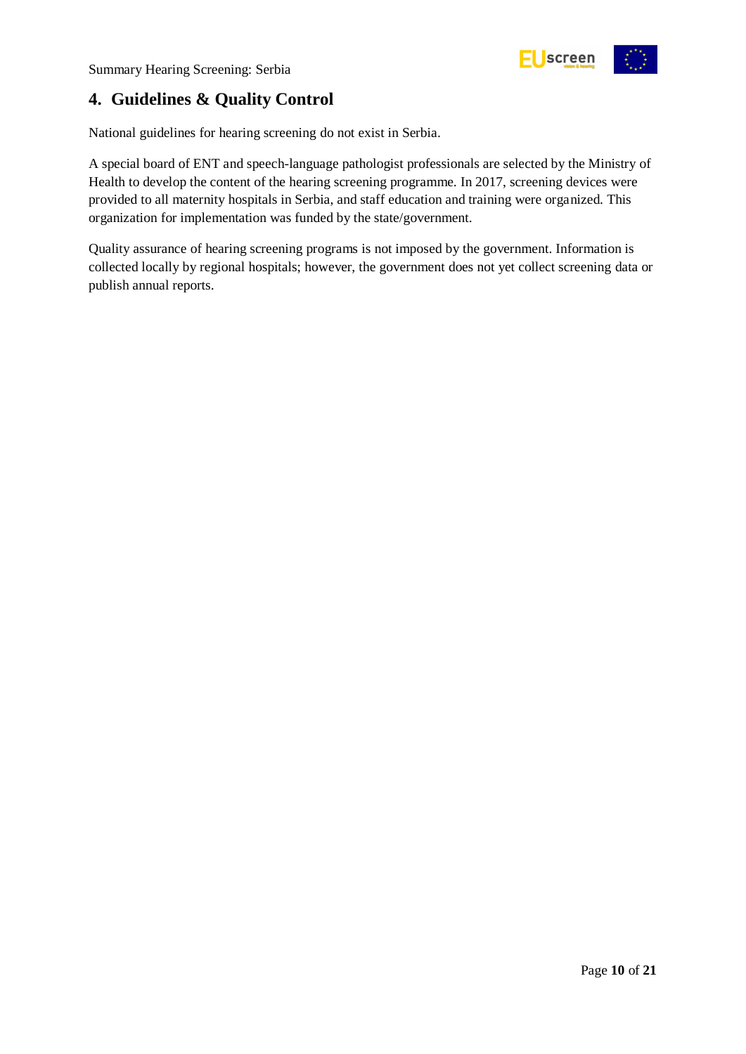## 4. Guidelines & Quality Control

National guidelines for hearing screening do not exist in Serbia.

A special board of ENT and speech-language pathologist professionals are selected by the Ministry of Health to develop the content of the hearing screening programme. In 2017, screening devices were provided to all maternity hospitals in Serbia, and staff education and training were organized. This organization for implementation was funded by the state/government.

Quality assurance of hearing screening programs is not imposed by the government. Information is collected locally by regional hospitals; however, the government does not yet collect screening data or publish annual reports.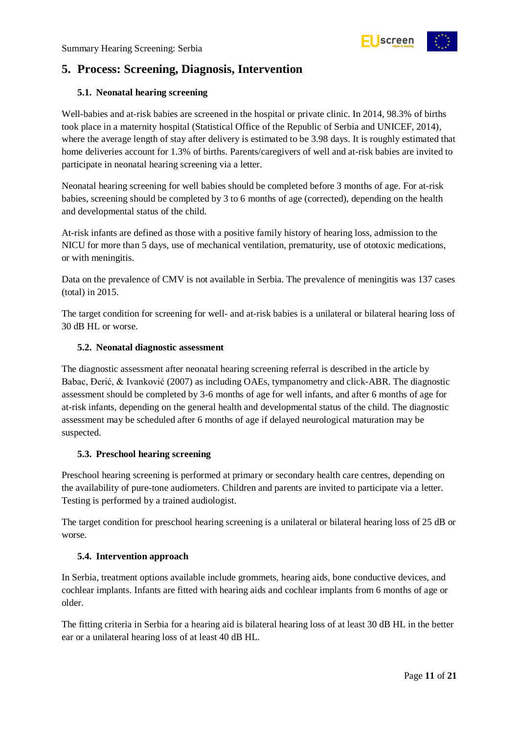# 5. Process: Screening, Diagnosis, Intervention

## 5.1. Neonatal hearing screening

Well-babies and at-risk babies are screened in the hospital or private clinic. In 2014, 98.3% of births took place in a maternity hospital (Statistical Office of the Republic of Serbia and UNICEF, 2014), where the average length of stay after delivery is estimated to be 3.98 days. It is roughly estimated that home deliveries account for 1.3% of births. Parents/caregivers of well and at-risk babies are invited to participate in neonatal hearing screening via a letter.

Neonatal hearing screening for well babies should be completed before 3 months of age. For at-risk babies, screening should be completed by 3 to 6 months of age (corrected), depending on the health and developmental status of the child.

At-risk infants are defined as those with a positive family history of hearing loss, admission to the NICU for more than 5 days, use of mechanical ventilation, prematurity, use of ototoxic medications, or with meningitis.

Data on the prevalence of CMV is not available in Serbia. The prevalence of meningitis was 137 cases (total) in 2015.

The target condition for screening for well- and at-risk babies is a unilateral or bilateral hearing loss of 30 dB HL or worse.

## 5.2. Neonatal diagnostic assessment

The diagnostic assessment after neonatal hearing screening referral is described in the article by Babac, Đerić, & Ivanković (2007) as including OAEs, tympanometry and click-ABR. The diagnostic assessment should be completed by 3-6 months of age for well infants, and after 6 months of age for at-risk infants, depending on the general health and developmental status of the child. The diagnostic assessment may be scheduled after 6 months of age if delayed neurological maturation may be suspected.

## 5.3. Preschool hearing screening

Preschool hearing screening is performed at primary or secondary health care centres, depending on the availability of pure-tone audiometers. Children and parents are invited to participate via a letter. Testing is performed by a trained audiologist.

The target condition for preschool hearing screening is a unilateral or bilateral hearing loss of 25 dB or worse.

## 5.4. Intervention approach

In Serbia, treatment options available include grommets, hearing aids, bone conductive devices, and cochlear implants. Infants are fitted with hearing aids and cochlear implants from 6 months of age or older.

The fitting criteria in Serbia for a hearing aid is bilateral hearing loss of at least 30 dB HL in the better ear or a unilateral hearing loss of at least 40 dB HL.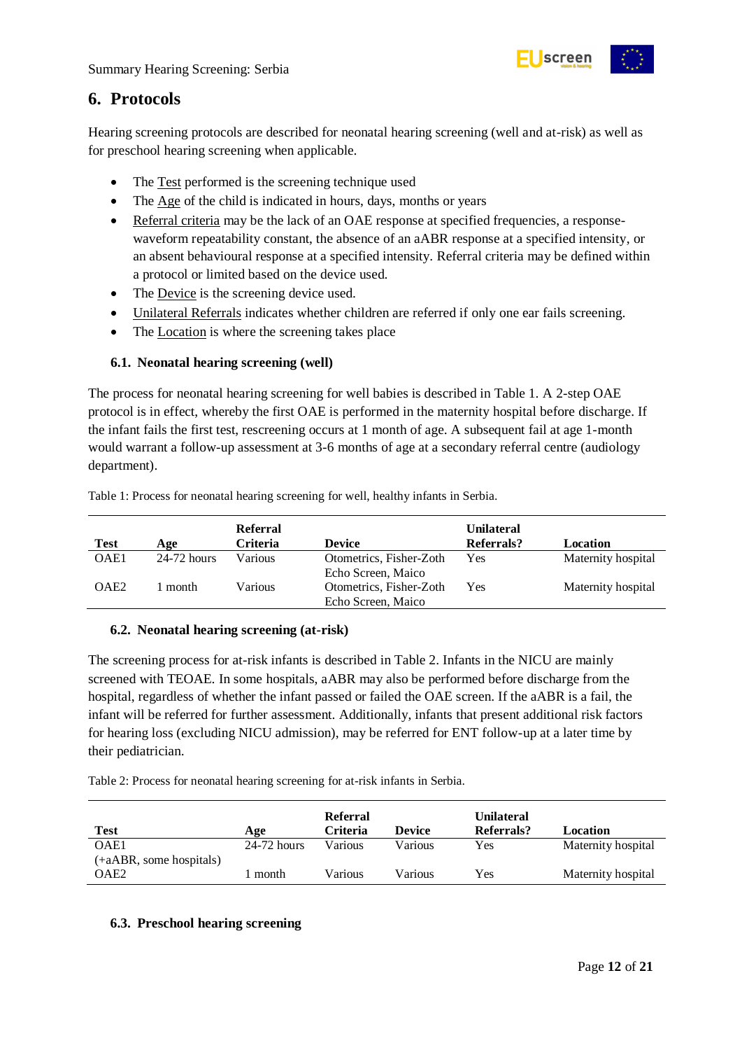## 6. Protocols

Hearing screening protocols are described for neonatal hearing screening (well and at-risk) as well as for preschool hearing screening when applicable.

- The Test performed is the screening technique used
- The Age of the child is indicated in hours, days, months or years
- Referral criteria may be the lack of an OAE response at specified frequencies, a response-waveform repeatability constant, the absence of an aABR response at a specified intensity, or an absent behavioural response at a specified intensity. Referral criteria may be defined within a protocol or limited based on the device used.
- The Device is the screening device used.
- Unilateral Referrals indicates whether children are referred if only one ear fails screening.
- The Location is where the screening takes place

### 6.1. Neonatal hearing screening (well)

The process for neonatal hearing screening for well babies is described in Table 1. A 2-step OAE protocol is in effect, whereby the first OAE is performed in the maternity hospital before discharge. If the infant fails the first test, rescreening occurs at 1 month of age. A subsequent fail at age 1-month would warrant a follow-up assessment at 3-6 months of age at a secondary referral centre (audiology department).

Table 1: Process for neonatal hearing screening for well, healthy infants in Serbia.

| Test | Age | Referral Criteria | Device | Unilateral Referrals? | Location |
|---|---|---|---|---|---|
| OAE1 | 24-72 hours | Various | Otometrics, Fisher-Zoth Echo Screen, Maico | Yes | Maternity hospital |
| OAE2 | 1 month | Various | Otometrics, Fisher-Zoth Echo Screen, Maico | Yes | Maternity hospital |

### 6.2. Neonatal hearing screening (at-risk)

The screening process for at-risk infants is described in Table 2. Infants in the NICU are mainly screened with TEOAE. In some hospitals, aABR may also be performed before discharge from the hospital, regardless of whether the infant passed or failed the OAE screen. If the aABR is a fail, the infant will be referred for further assessment. Additionally, infants that present additional risk factors for hearing loss (excluding NICU admission), may be referred for ENT follow-up at a later time by their pediatrician.

Table 2: Process for neonatal hearing screening for at-risk infants in Serbia.

| Test | Age | Referral Criteria | Device | Unilateral Referrals? | Location |
|---|---|---|---|---|---|
| OAE1 (+aABR, some hospitals) | 24-72 hours | Various | Various | Yes | Maternity hospital |
| OAE2 | 1 month | Various | Various | Yes | Maternity hospital |

### 6.3. Preschool hearing screening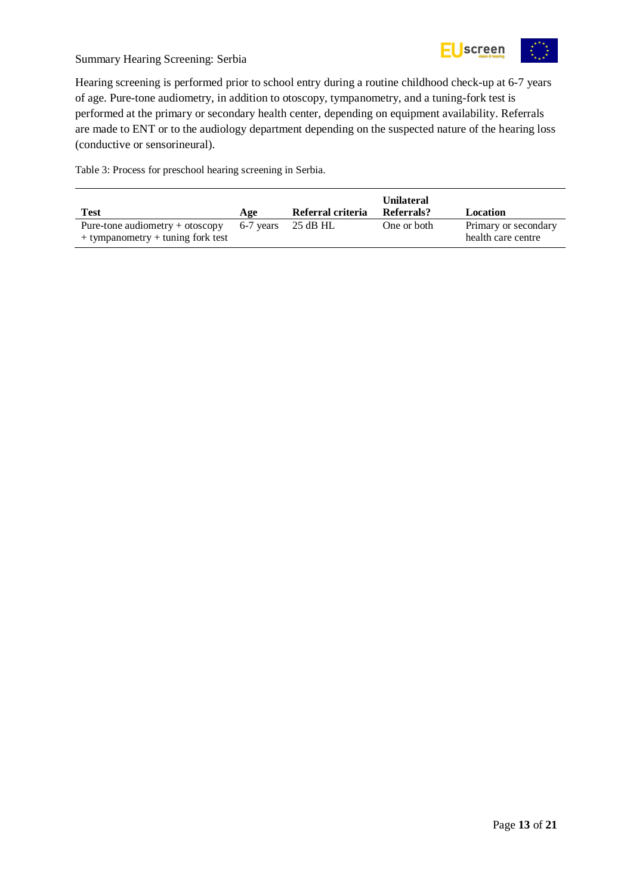Hearing screening is performed prior to school entry during a routine childhood check-up at 6-7 years of age. Pure-tone audiometry, in addition to otoscopy, tympanometry, and a tuning-fork test is performed at the primary or secondary health center, depending on equipment availability. Referrals are made to ENT or to the audiology department depending on the suspected nature of the hearing loss (conductive or sensorineural).

Table 3: Process for preschool hearing screening in Serbia.

| Test | Age | Referral criteria | Unilateral Referrals? | Location |
|---|---|---|---|---|
| Pure-tone audiometry + otoscopy + tympanometry + tuning fork test | 6-7 years | 25 dB HL | One or both | Primary or secondary health care centre |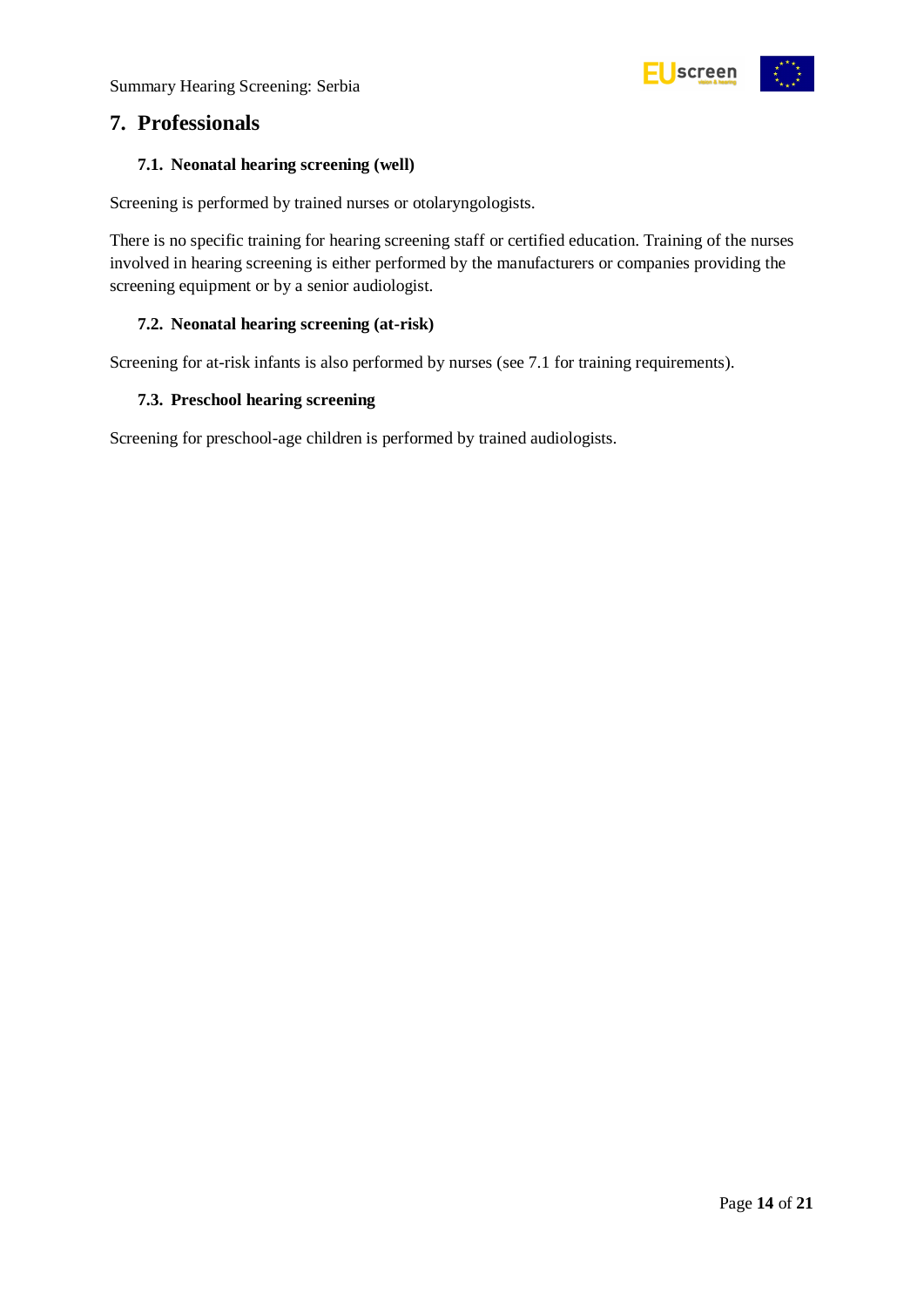## 7. Professionals

### 7.1. Neonatal hearing screening (well)

Screening is performed by trained nurses or otolaryngologists.

There is no specific training for hearing screening staff or certified education. Training of the nurses involved in hearing screening is either performed by the manufacturers or companies providing the screening equipment or by a senior audiologist.

### 7.2. Neonatal hearing screening (at-risk)

Screening for at-risk infants is also performed by nurses (see 7.1 for training requirements).

### 7.3. Preschool hearing screening

Screening for preschool-age children is performed by trained audiologists.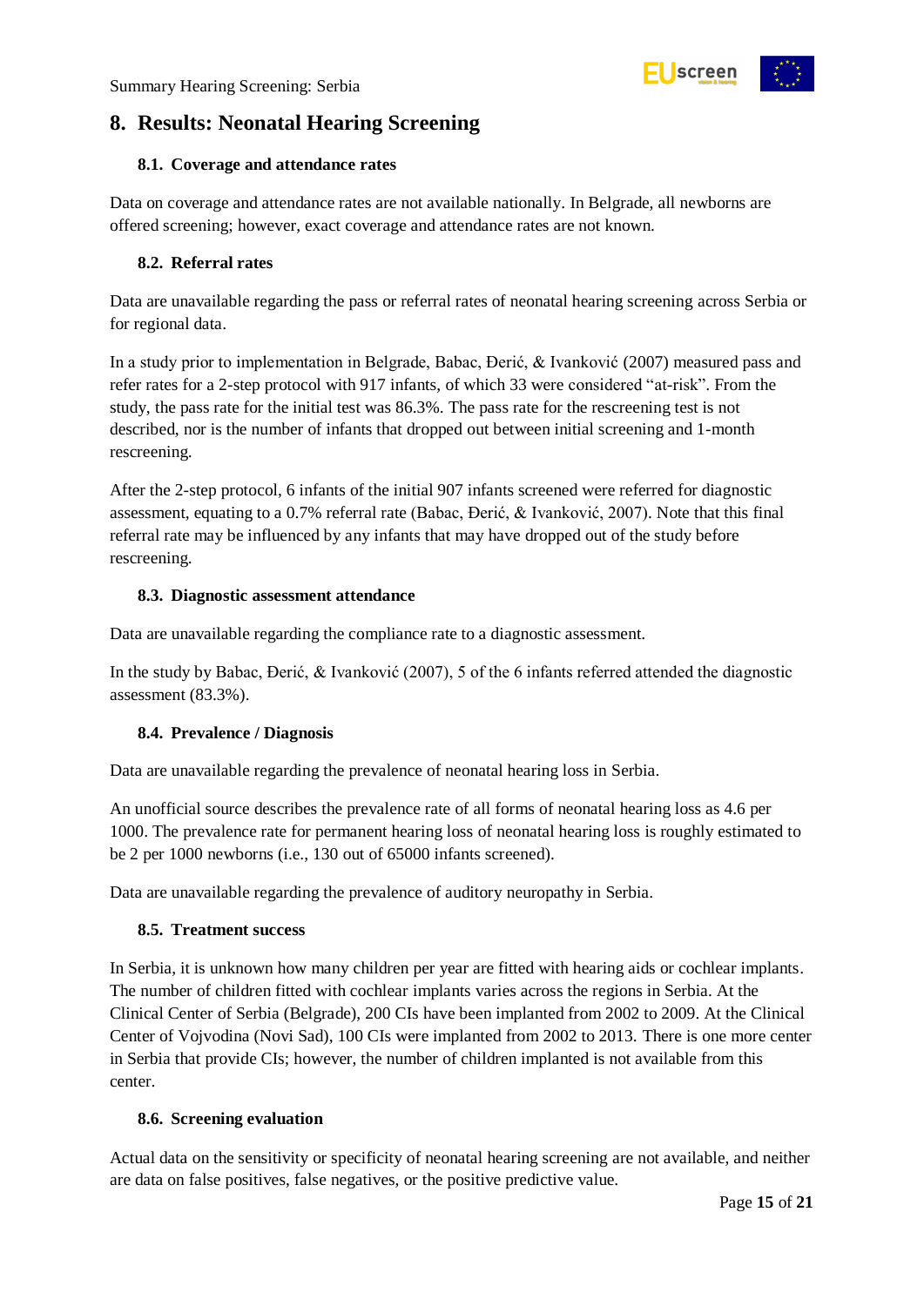## 8. Results: Neonatal Hearing Screening

### 8.1. Coverage and attendance rates

Data on coverage and attendance rates are not available nationally. In Belgrade, all newborns are offered screening; however, exact coverage and attendance rates are not known.

### 8.2. Referral rates

Data are unavailable regarding the pass or referral rates of neonatal hearing screening across Serbia or for regional data.

In a study prior to implementation in Belgrade, Babac, Đerić, & Ivanković (2007) measured pass and refer rates for a 2-step protocol with 917 infants, of which 33 were considered "at-risk". From the study, the pass rate for the initial test was 86.3%. The pass rate for the rescreening test is not described, nor is the number of infants that dropped out between initial screening and 1-month rescreening.

After the 2-step protocol, 6 infants of the initial 907 infants screened were referred for diagnostic assessment, equating to a 0.7% referral rate (Babac, Đerić, & Ivanković, 2007). Note that this final referral rate may be influenced by any infants that may have dropped out of the study before rescreening.

### 8.3. Diagnostic assessment attendance

Data are unavailable regarding the compliance rate to a diagnostic assessment.

In the study by Babac, Đerić, & Ivanković (2007), 5 of the 6 infants referred attended the diagnostic assessment (83.3%).

### 8.4. Prevalence / Diagnosis

Data are unavailable regarding the prevalence of neonatal hearing loss in Serbia.

An unofficial source describes the prevalence rate of all forms of neonatal hearing loss as 4.6 per 1000. The prevalence rate for permanent hearing loss of neonatal hearing loss is roughly estimated to be 2 per 1000 newborns (i.e., 130 out of 65000 infants screened).

Data are unavailable regarding the prevalence of auditory neuropathy in Serbia.

### 8.5. Treatment success

In Serbia, it is unknown how many children per year are fitted with hearing aids or cochlear implants. The number of children fitted with cochlear implants varies across the regions in Serbia. At the Clinical Center of Serbia (Belgrade), 200 CIs have been implanted from 2002 to 2009. At the Clinical Center of Vojvodina (Novi Sad), 100 CIs were implanted from 2002 to 2013. There is one more center in Serbia that provide CIs; however, the number of children implanted is not available from this center.

### 8.6. Screening evaluation

Actual data on the sensitivity or specificity of neonatal hearing screening are not available, and neither are data on false positives, false negatives, or the positive predictive value.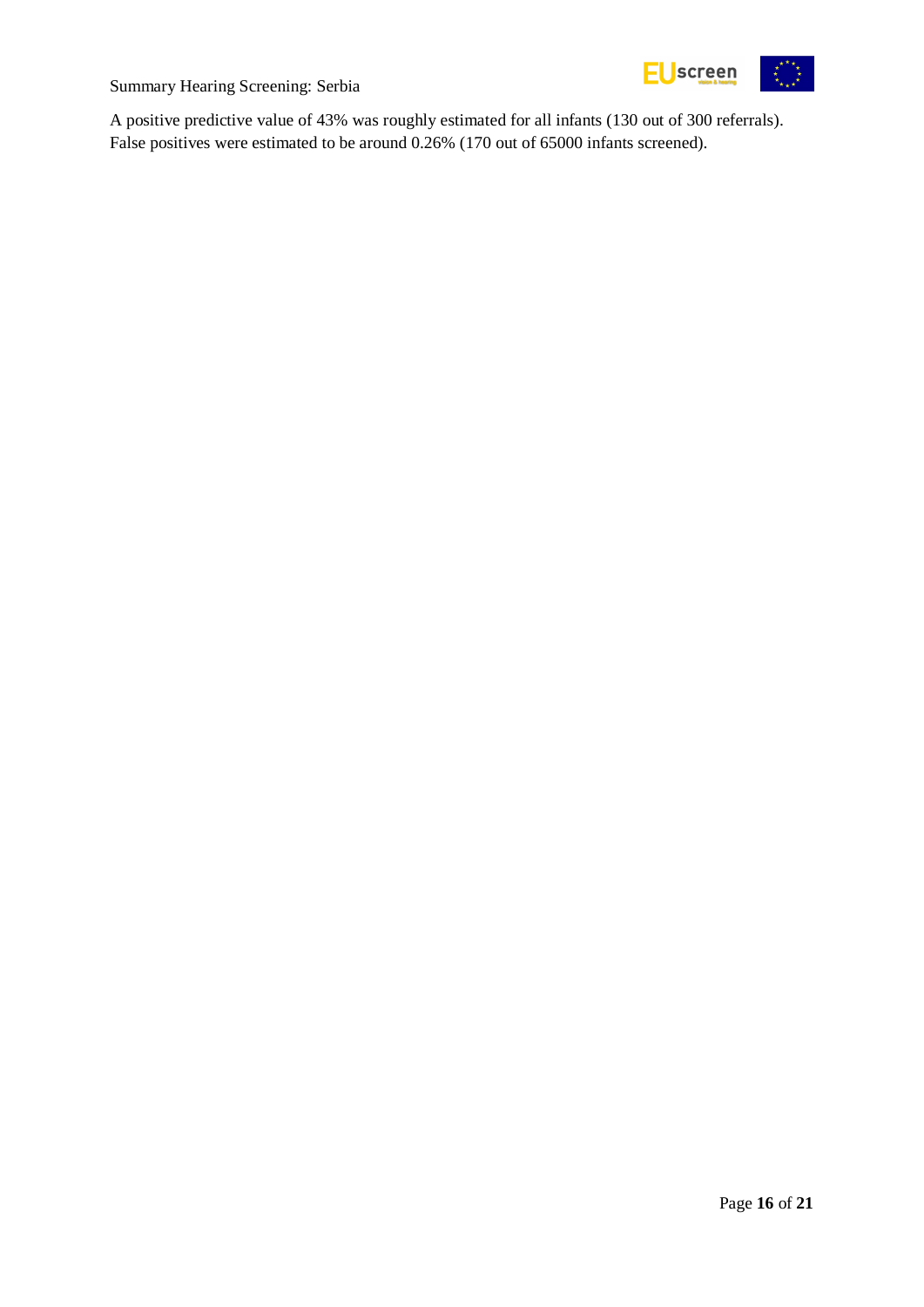A positive predictive value of 43% was roughly estimated for all infants (130 out of 300 referrals). False positives were estimated to be around 0.26% (170 out of 65000 infants screened).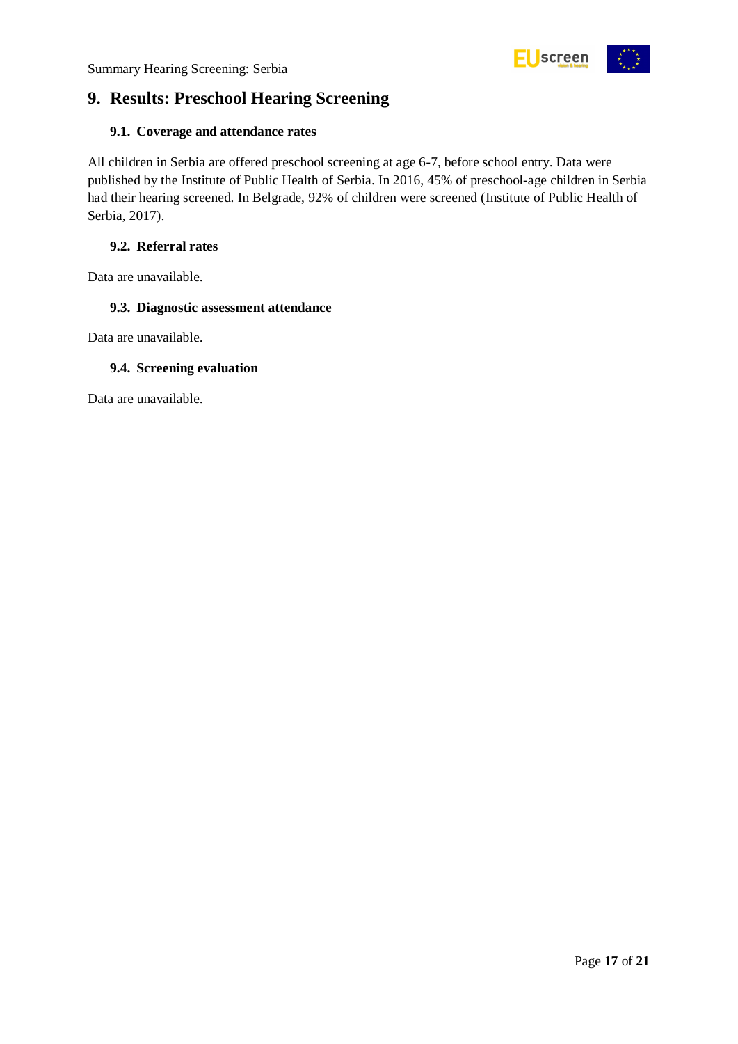## 9. Results: Preschool Hearing Screening

### 9.1. Coverage and attendance rates

All children in Serbia are offered preschool screening at age 6-7, before school entry. Data were published by the Institute of Public Health of Serbia. In 2016, 45% of preschool-age children in Serbia had their hearing screened. In Belgrade, 92% of children were screened (Institute of Public Health of Serbia, 2017).

### 9.2. Referral rates

Data are unavailable.

### 9.3. Diagnostic assessment attendance

Data are unavailable.

### 9.4. Screening evaluation

Data are unavailable.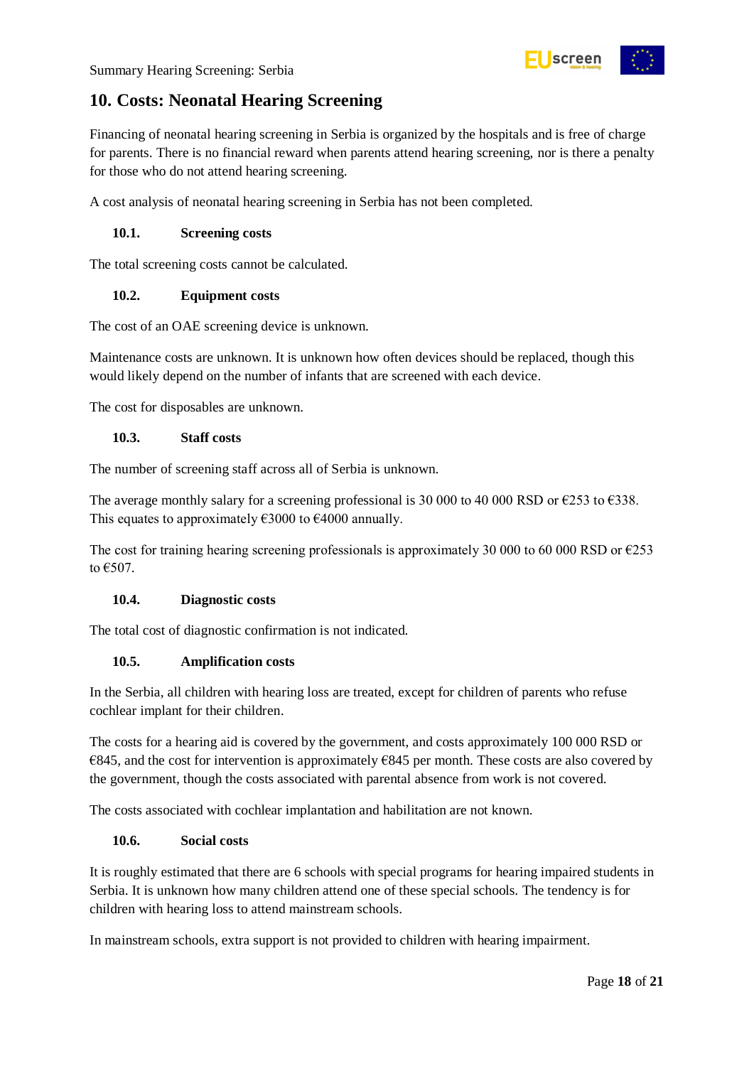## 10. Costs: Neonatal Hearing Screening

Financing of neonatal hearing screening in Serbia is organized by the hospitals and is free of charge for parents. There is no financial reward when parents attend hearing screening, nor is there a penalty for those who do not attend hearing screening.

A cost analysis of neonatal hearing screening in Serbia has not been completed.

### 10.1. Screening costs

The total screening costs cannot be calculated.

### 10.2. Equipment costs

The cost of an OAE screening device is unknown.

Maintenance costs are unknown. It is unknown how often devices should be replaced, though this would likely depend on the number of infants that are screened with each device.

The cost for disposables are unknown.

### 10.3. Staff costs

The number of screening staff across all of Serbia is unknown.

The average monthly salary for a screening professional is 30 000 to 40 000 RSD or €253 to €338. This equates to approximately €3000 to €4000 annually.

The cost for training hearing screening professionals is approximately 30 000 to 60 000 RSD or €253 to €507.

### 10.4. Diagnostic costs

The total cost of diagnostic confirmation is not indicated.

### 10.5. Amplification costs

In the Serbia, all children with hearing loss are treated, except for children of parents who refuse cochlear implant for their children.

The costs for a hearing aid is covered by the government, and costs approximately 100 000 RSD or €845, and the cost for intervention is approximately €845 per month. These costs are also covered by the government, though the costs associated with parental absence from work is not covered.

The costs associated with cochlear implantation and habilitation are not known.

### 10.6. Social costs

It is roughly estimated that there are 6 schools with special programs for hearing impaired students in Serbia. It is unknown how many children attend one of these special schools. The tendency is for children with hearing loss to attend mainstream schools.

In mainstream schools, extra support is not provided to children with hearing impairment.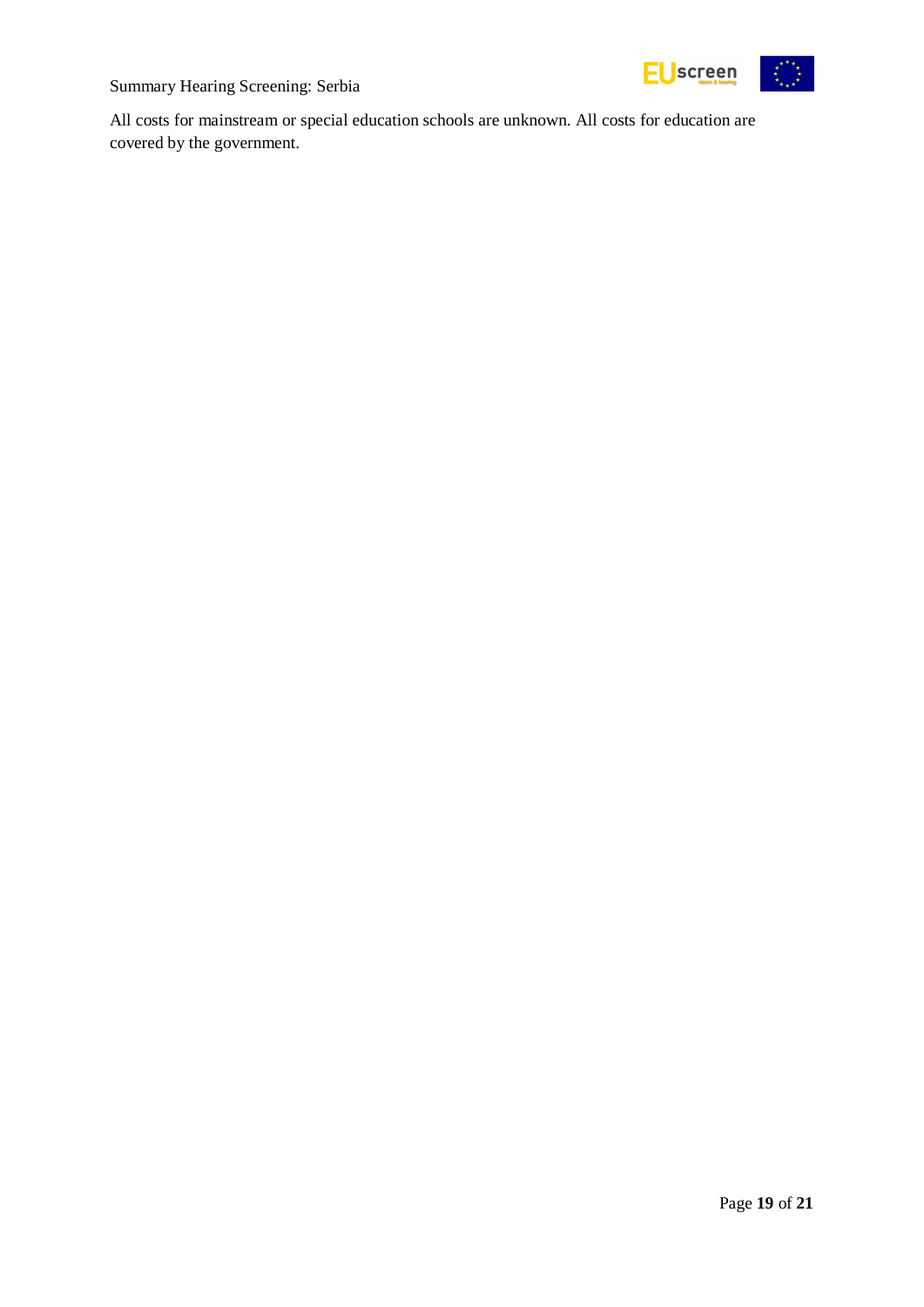All costs for mainstream or special education schools are unknown. All costs for education are covered by the government.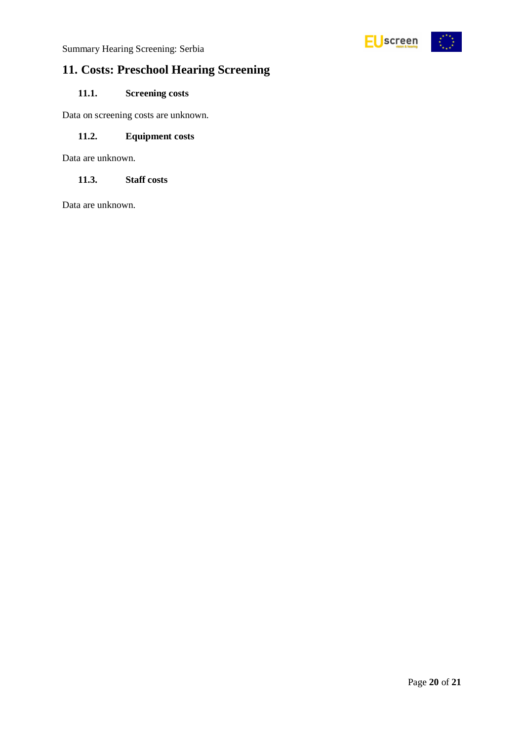## 11. Costs: Preschool Hearing Screening

### 11.1. Screening costs

Data on screening costs are unknown.

### 11.2. Equipment costs

Data are unknown.

### 11.3. Staff costs

Data are unknown.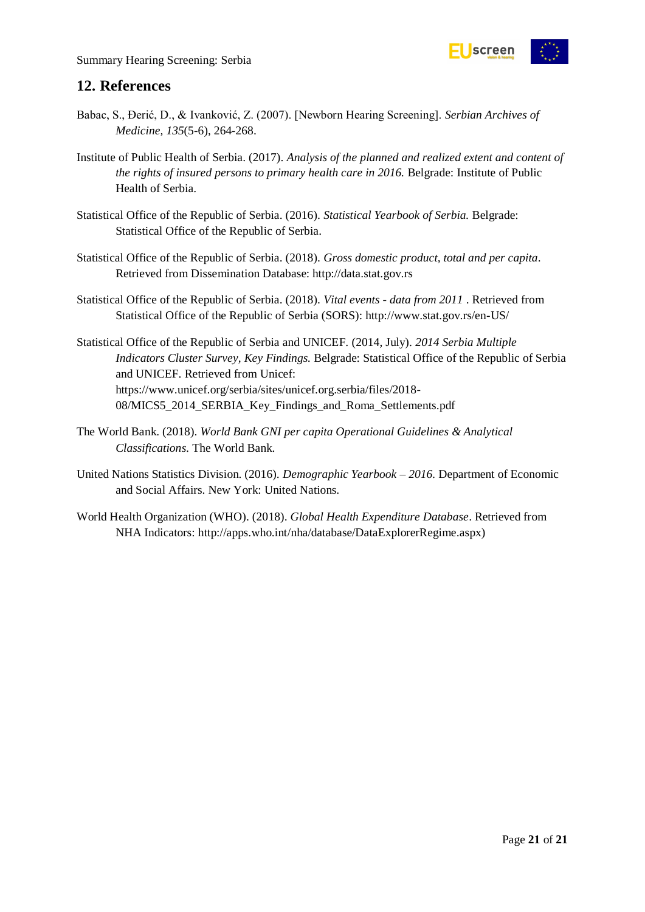## 12. References

Babac, S., Đerić, D., & Ivanković, Z. (2007). [Newborn Hearing Screening]. *Serbian Archives of Medicine, 135*(5-6), 264-268.

Institute of Public Health of Serbia. (2017). *Analysis of the planned and realized extent and content of the rights of insured persons to primary health care in 2016.* Belgrade: Institute of Public Health of Serbia.

Statistical Office of the Republic of Serbia. (2016). *Statistical Yearbook of Serbia.* Belgrade: Statistical Office of the Republic of Serbia.

Statistical Office of the Republic of Serbia. (2018). *Gross domestic product, total and per capita*. Retrieved from Dissemination Database: http://data.stat.gov.rs

Statistical Office of the Republic of Serbia. (2018). *Vital events - data from 2011* . Retrieved from Statistical Office of the Republic of Serbia (SORS): http://www.stat.gov.rs/en-US/

Statistical Office of the Republic of Serbia and UNICEF. (2014, July). *2014 Serbia Multiple Indicators Cluster Survey, Key Findings.* Belgrade: Statistical Office of the Republic of Serbia and UNICEF. Retrieved from Unicef: https://www.unicef.org/serbia/sites/unicef.org.serbia/files/2018-08/MICS5_2014_SERBIA_Key_Findings_and_Roma_Settlements.pdf

The World Bank. (2018). *World Bank GNI per capita Operational Guidelines & Analytical Classifications.* The World Bank.

United Nations Statistics Division. (2016). *Demographic Yearbook – 2016.* Department of Economic and Social Affairs. New York: United Nations.

World Health Organization (WHO). (2018). *Global Health Expenditure Database*. Retrieved from NHA Indicators: http://apps.who.int/nha/database/DataExplorerRegime.aspx)